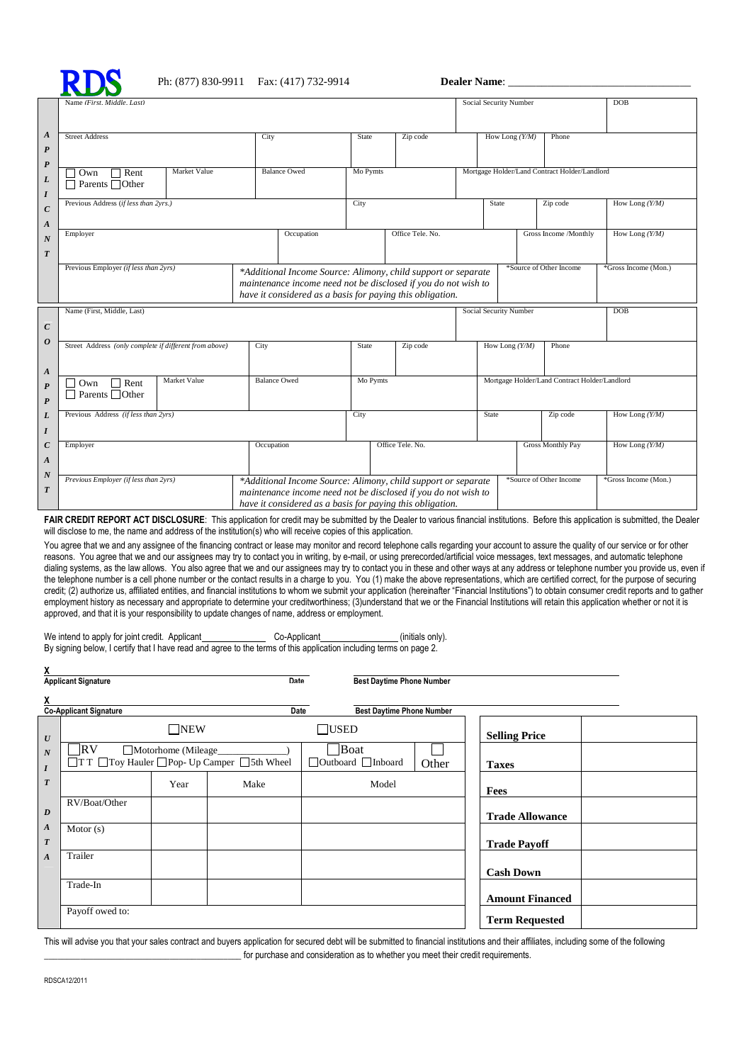**RDS** Ph: (877) 830-9911 Fax: (417) 732-9914 **Dealer Name**: ______________________________

## APPLICANT

| Name *(First. Middle. Last)* | | | | Social Security Number | | DOB |
|---|---|---|---|---|---|---|
| | | | | | | |
| Street Address | City | State | Zip code | How Long *(Y/M)* | Phone | |
| ☐ Own ☐ Rent ☐ Parents ☐ Other | Market Value | Balance Owed | Mo Pymts | Mortgage Holder/Land Contract Holder/Landlord | | |
| Previous Address *(if less than 2yrs.)* | | City | | State | Zip code | How Long *(Y/M)* |
| Employer | Occupation | | Office Tele. No. | | Gross Income /Monthly | How Long *(Y/M)* |
| Previous Employer *(if less than 2yrs)* | *\*Additional Income Source: Alimony, child support or separate maintenance income need not be disclosed if you do not wish to have it considered as a basis for paying this obligation.* | | | | \*Source of Other Income | \*Gross Income (Mon.) |

## CO-APPLICANT

| Name (First, Middle, Last) | | | | Social Security Number | | DOB |
|---|---|---|---|---|---|---|
| | | | | | | |
| Street Address *(only complete if different from above)* | City | State | Zip code | How Long *(Y/M)* | Phone | |
| ☐ Own ☐ Rent ☐ Parents ☐ Other | Market Value | Balance Owed | Mo Pymts | Mortgage Holder/Land Contract Holder/Landlord | | |
| Previous Address *(if less than 2yrs)* | | City | | State | Zip code | How Long *(Y/M)* |
| Employer | Occupation | | Office Tele. No. | | Gross Monthly Pay | How Long *(Y/M)* |
| *Previous Employer (if less than 2yrs)* | *\*Additional Income Source: Alimony, child support or separate maintenance income need not be disclosed if you do not wish to have it considered as a basis for paying this obligation.* | | | | \*Source of Other Income | \*Gross Income (Mon.) |

**FAIR CREDIT REPORT ACT DISCLOSURE**: This application for credit may be submitted by the Dealer to various financial institutions. Before this application is submitted, the Dealer will disclose to me, the name and address of the institution(s) who will receive copies of this application.

You agree that we and any assignee of the financing contract or lease may monitor and record telephone calls regarding your account to assure the quality of our service or for other reasons. You agree that we and our assignees may try to contact you in writing, by e-mail, or using prerecorded/artificial voice messages, text messages, and automatic telephone dialing systems, as the law allows. You also agree that we and our assignees may try to contact you in these and other ways at any address or telephone number you provide us, even if the telephone number is a cell phone number or the contact results in a charge to you. You (1) make the above representations, which are certified correct, for the purpose of securing credit; (2) authorize us, affiliated entities, and financial institutions to whom we submit your application (hereinafter "Financial Institutions") to obtain consumer credit reports and to gather employment history as necessary and appropriate to determine your creditworthiness; (3)understand that we or the Financial Institutions will retain this application whether or not it is approved, and that it is your responsibility to update changes of name, address or employment.

We intend to apply for joint credit. Applicant______________ Co-Applicant________________ (initials only).
By signing below, I certify that I have read and agree to the terms of this application including terms on page 2.

**X** ______________________________________________
**Applicant Signature** **Date** **Best Daytime Phone Number**

**X** ______________________________________________
**Co-Applicant Signature** **Date** **Best Daytime Phone Number**

## UNIT DATA

| ☐NEW | | | ☐USED | | **Selling Price** | |
|---|---|---|---|---|---|---|
| ☐RV ☐Motorhome (Mileage_____________) ☐T T ☐Toy Hauler ☐Pop- Up Camper ☐5th Wheel | | | ☐Boat ☐Outboard ☐Inboard | ☐ Other | **Taxes** | |
| | Year | Make | Model | | **Fees** | |
| RV/Boat/Other | | | | | **Trade Allowance** | |
| Motor (s) | | | | | **Trade Payoff** | |
| Trailer | | | | | **Cash Down** | |
| Trade-In | | | | | **Amount Financed** | |
| Payoff owed to: | | | | | **Term Requested** | |

This will advise you that your sales contract and buyers application for secured debt will be submitted to financial institutions and their affiliates, including some of the following ____________________________________________ for purchase and consideration as to whether you meet their credit requirements.

RDSCA12/2011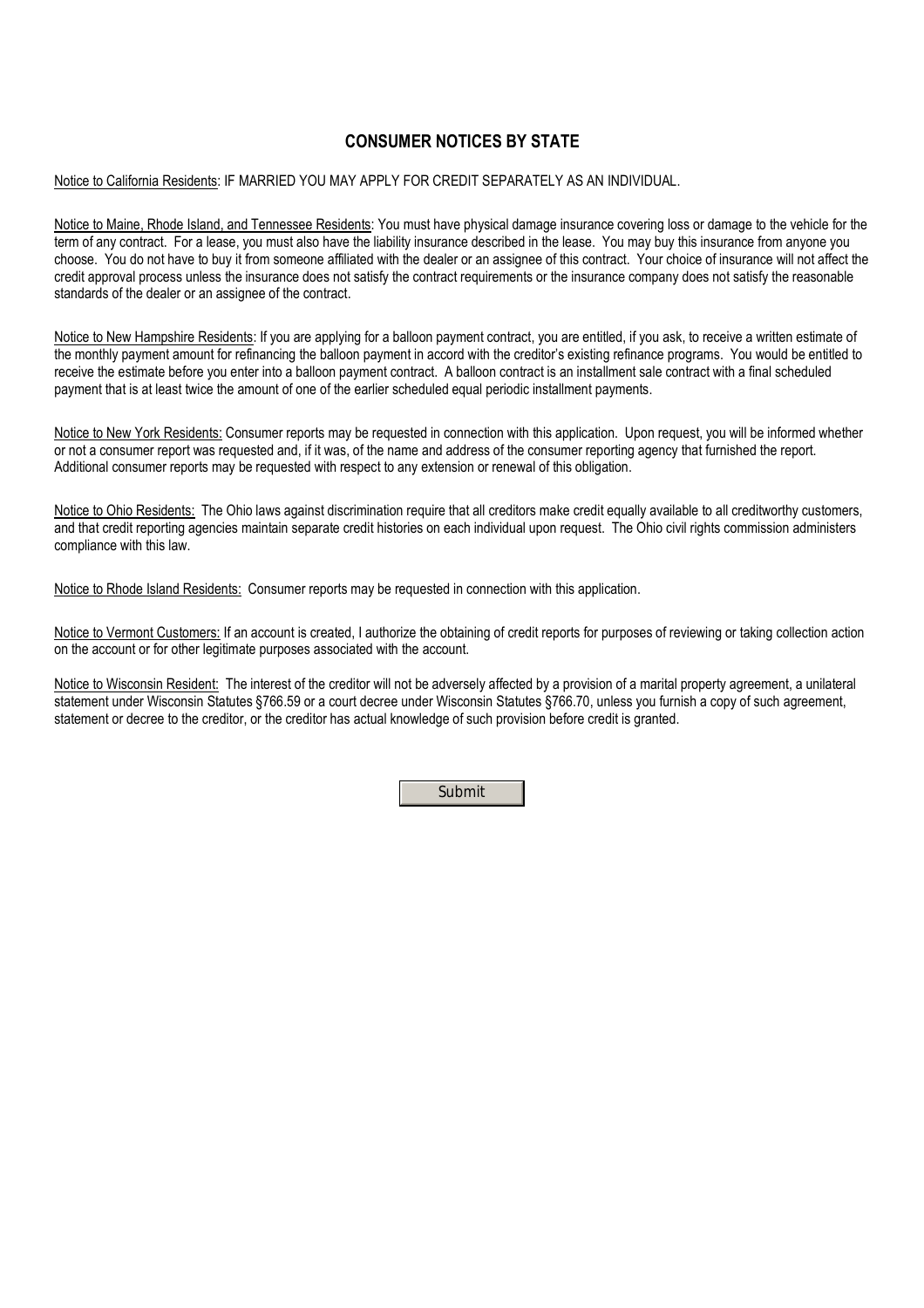## CONSUMER NOTICES BY STATE

Notice to California Residents: IF MARRIED YOU MAY APPLY FOR CREDIT SEPARATELY AS AN INDIVIDUAL.

Notice to Maine, Rhode Island, and Tennessee Residents: You must have physical damage insurance covering loss or damage to the vehicle for the term of any contract. For a lease, you must also have the liability insurance described in the lease. You may buy this insurance from anyone you choose. You do not have to buy it from someone affiliated with the dealer or an assignee of this contract. Your choice of insurance will not affect the credit approval process unless the insurance does not satisfy the contract requirements or the insurance company does not satisfy the reasonable standards of the dealer or an assignee of the contract.

Notice to New Hampshire Residents: If you are applying for a balloon payment contract, you are entitled, if you ask, to receive a written estimate of the monthly payment amount for refinancing the balloon payment in accord with the creditor's existing refinance programs. You would be entitled to receive the estimate before you enter into a balloon payment contract. A balloon contract is an installment sale contract with a final scheduled payment that is at least twice the amount of one of the earlier scheduled equal periodic installment payments.

Notice to New York Residents: Consumer reports may be requested in connection with this application. Upon request, you will be informed whether or not a consumer report was requested and, if it was, of the name and address of the consumer reporting agency that furnished the report. Additional consumer reports may be requested with respect to any extension or renewal of this obligation.

Notice to Ohio Residents: The Ohio laws against discrimination require that all creditors make credit equally available to all creditworthy customers, and that credit reporting agencies maintain separate credit histories on each individual upon request. The Ohio civil rights commission administers compliance with this law.

Notice to Rhode Island Residents: Consumer reports may be requested in connection with this application.

Notice to Vermont Customers: If an account is created, I authorize the obtaining of credit reports for purposes of reviewing or taking collection action on the account or for other legitimate purposes associated with the account.

Notice to Wisconsin Resident: The interest of the creditor will not be adversely affected by a provision of a marital property agreement, a unilateral statement under Wisconsin Statutes §766.59 or a court decree under Wisconsin Statutes §766.70, unless you furnish a copy of such agreement, statement or decree to the creditor, or the creditor has actual knowledge of such provision before credit is granted.

Submit